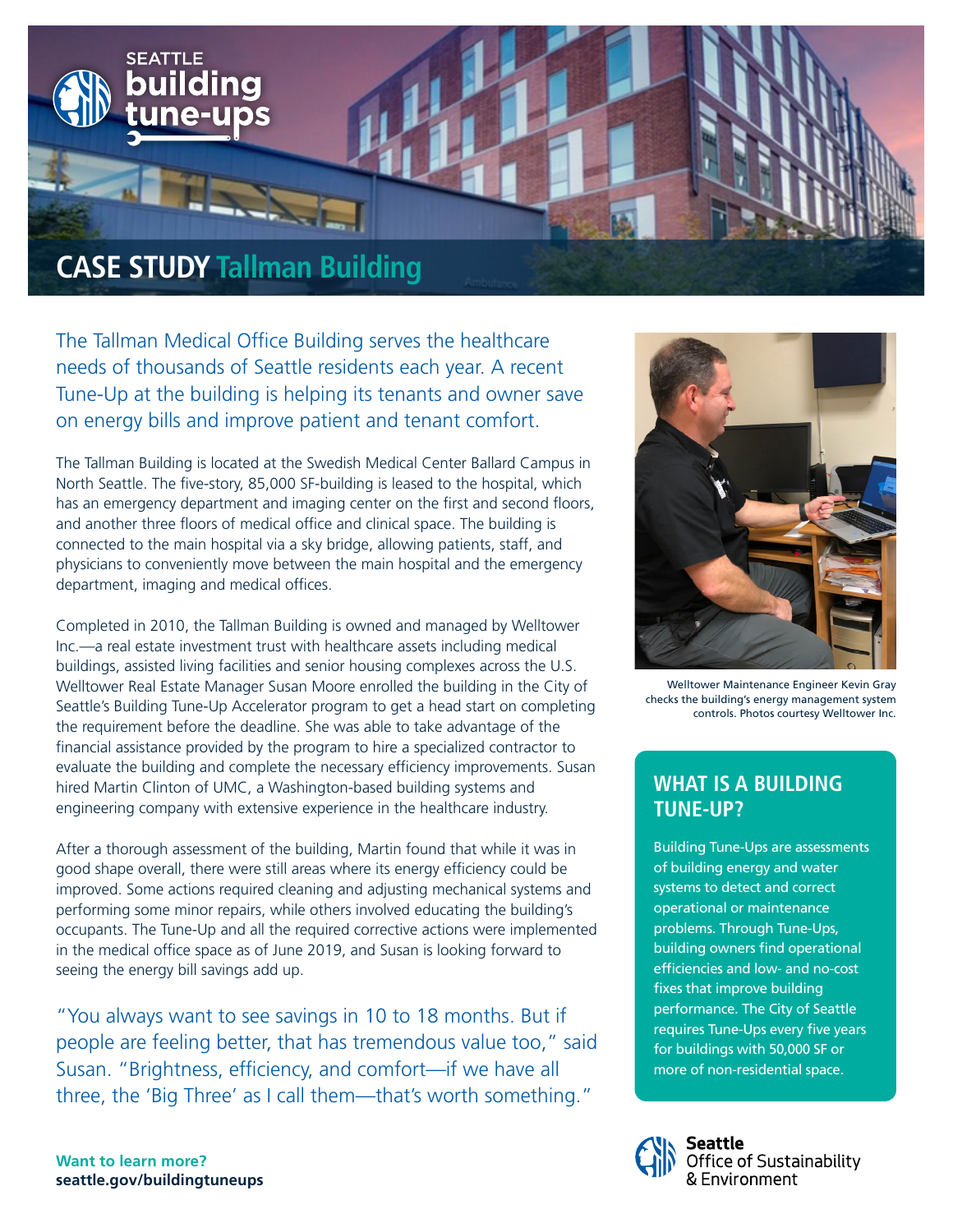SEATTLE
building
tune-ups

# CASE STUDY Tallman Building

The Tallman Medical Office Building serves the healthcare needs of thousands of Seattle residents each year. A recent Tune-Up at the building is helping its tenants and owner save on energy bills and improve patient and tenant comfort.

The Tallman Building is located at the Swedish Medical Center Ballard Campus in North Seattle. The five-story, 85,000 SF-building is leased to the hospital, which has an emergency department and imaging center on the first and second floors, and another three floors of medical office and clinical space. The building is connected to the main hospital via a sky bridge, allowing patients, staff, and physicians to conveniently move between the main hospital and the emergency department, imaging and medical offices.

Completed in 2010, the Tallman Building is owned and managed by Welltower Inc.—a real estate investment trust with healthcare assets including medical buildings, assisted living facilities and senior housing complexes across the U.S. Welltower Real Estate Manager Susan Moore enrolled the building in the City of Seattle's Building Tune-Up Accelerator program to get a head start on completing the requirement before the deadline. She was able to take advantage of the financial assistance provided by the program to hire a specialized contractor to evaluate the building and complete the necessary efficiency improvements. Susan hired Martin Clinton of UMC, a Washington-based building systems and engineering company with extensive experience in the healthcare industry.

After a thorough assessment of the building, Martin found that while it was in good shape overall, there were still areas where its energy efficiency could be improved. Some actions required cleaning and adjusting mechanical systems and performing some minor repairs, while others involved educating the building's occupants. The Tune-Up and all the required corrective actions were implemented in the medical office space as of June 2019, and Susan is looking forward to seeing the energy bill savings add up.

"You always want to see savings in 10 to 18 months. But if people are feeling better, that has tremendous value too," said Susan. "Brightness, efficiency, and comfort—if we have all three, the 'Big Three' as I call them—that's worth something."

Welltower Maintenance Engineer Kevin Gray checks the building's energy management system controls. Photos courtesy Welltower Inc.

## WHAT IS A BUILDING TUNE-UP?

Building Tune-Ups are assessments of building energy and water systems to detect and correct operational or maintenance problems. Through Tune-Ups, building owners find operational efficiencies and low- and no-cost fixes that improve building performance. The City of Seattle requires Tune-Ups every five years for buildings with 50,000 SF or more of non-residential space.

**Want to learn more?**
**seattle.gov/buildingtuneups**

Seattle Office of Sustainability & Environment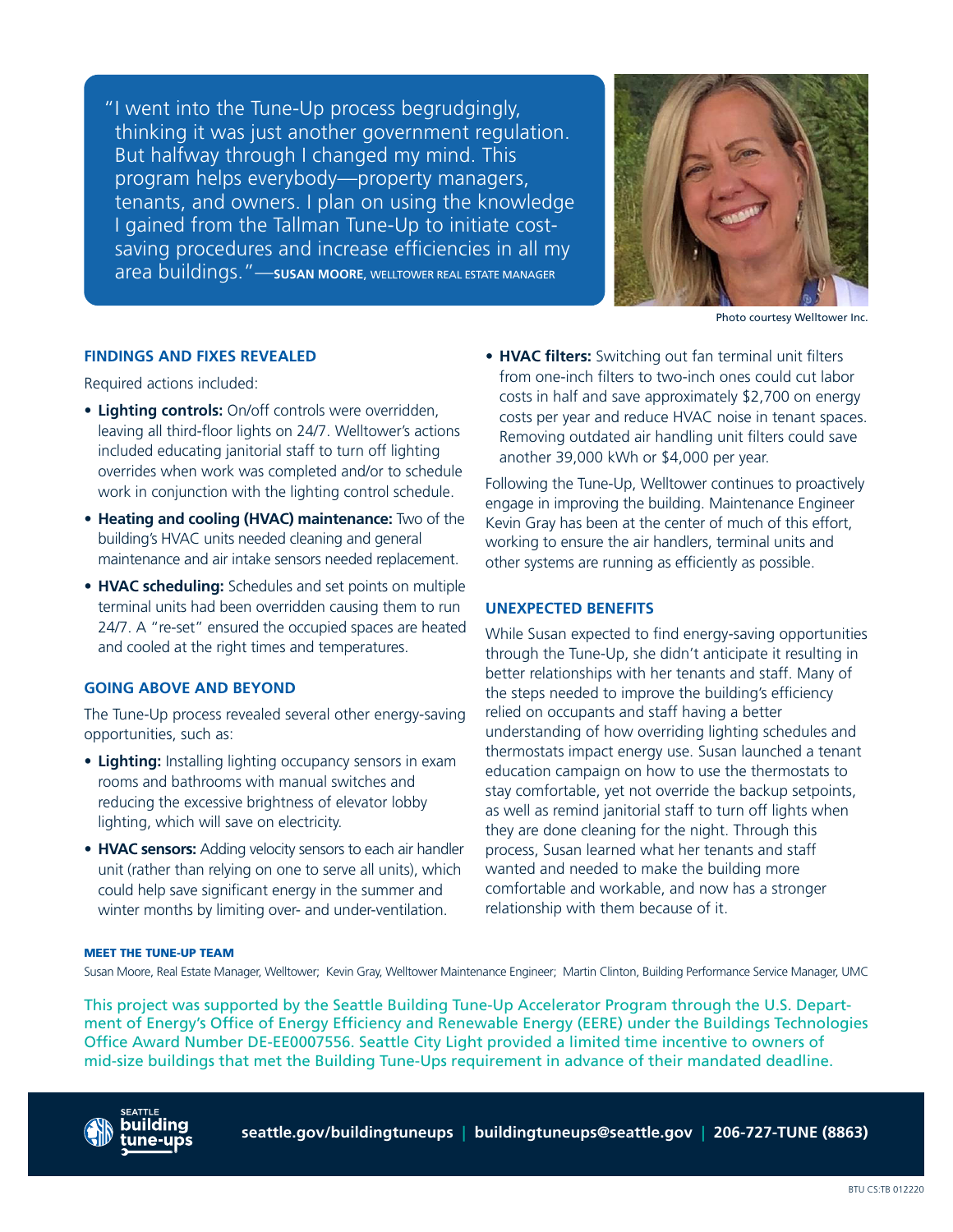"I went into the Tune-Up process begrudgingly, thinking it was just another government regulation. But halfway through I changed my mind. This program helps everybody—property managers, tenants, and owners. I plan on using the knowledge I gained from the Tallman Tune-Up to initiate cost-saving procedures and increase efficiencies in all my area buildings." —**SUSAN MOORE**, WELLTOWER REAL ESTATE MANAGER

Photo courtesy Welltower Inc.

## FINDINGS AND FIXES REVEALED

Required actions included:

- **Lighting controls:** On/off controls were overridden, leaving all third-floor lights on 24/7. Welltower's actions included educating janitorial staff to turn off lighting overrides when work was completed and/or to schedule work in conjunction with the lighting control schedule.
- **Heating and cooling (HVAC) maintenance:** Two of the building's HVAC units needed cleaning and general maintenance and air intake sensors needed replacement.
- **HVAC scheduling:** Schedules and set points on multiple terminal units had been overridden causing them to run 24/7. A "re-set" ensured the occupied spaces are heated and cooled at the right times and temperatures.

## GOING ABOVE AND BEYOND

The Tune-Up process revealed several other energy-saving opportunities, such as:

- **Lighting:** Installing lighting occupancy sensors in exam rooms and bathrooms with manual switches and reducing the excessive brightness of elevator lobby lighting, which will save on electricity.
- **HVAC sensors:** Adding velocity sensors to each air handler unit (rather than relying on one to serve all units), which could help save significant energy in the summer and winter months by limiting over- and under-ventilation.
- **HVAC filters:** Switching out fan terminal unit filters from one-inch filters to two-inch ones could cut labor costs in half and save approximately $2,700 on energy costs per year and reduce HVAC noise in tenant spaces. Removing outdated air handling unit filters could save another 39,000 kWh or $4,000 per year.

Following the Tune-Up, Welltower continues to proactively engage in improving the building. Maintenance Engineer Kevin Gray has been at the center of much of this effort, working to ensure the air handlers, terminal units and other systems are running as efficiently as possible.

## UNEXPECTED BENEFITS

While Susan expected to find energy-saving opportunities through the Tune-Up, she didn't anticipate it resulting in better relationships with her tenants and staff. Many of the steps needed to improve the building's efficiency relied on occupants and staff having a better understanding of how overriding lighting schedules and thermostats impact energy use. Susan launched a tenant education campaign on how to use the thermostats to stay comfortable, yet not override the backup setpoints, as well as remind janitorial staff to turn off lights when they are done cleaning for the night. Through this process, Susan learned what her tenants and staff wanted and needed to make the building more comfortable and workable, and now has a stronger relationship with them because of it.

### MEET THE TUNE-UP TEAM

Susan Moore, Real Estate Manager, Welltower; Kevin Gray, Welltower Maintenance Engineer; Martin Clinton, Building Performance Service Manager, UMC

This project was supported by the Seattle Building Tune-Up Accelerator Program through the U.S. Department of Energy's Office of Energy Efficiency and Renewable Energy (EERE) under the Buildings Technologies Office Award Number DE-EE0007556. Seattle City Light provided a limited time incentive to owners of mid-size buildings that met the Building Tune-Ups requirement in advance of their mandated deadline.

SEATTLE building tune-ups

seattle.gov/buildingtuneups | buildingtuneups@seattle.gov | 206-727-TUNE (8863)

BTU CS:TB 012220